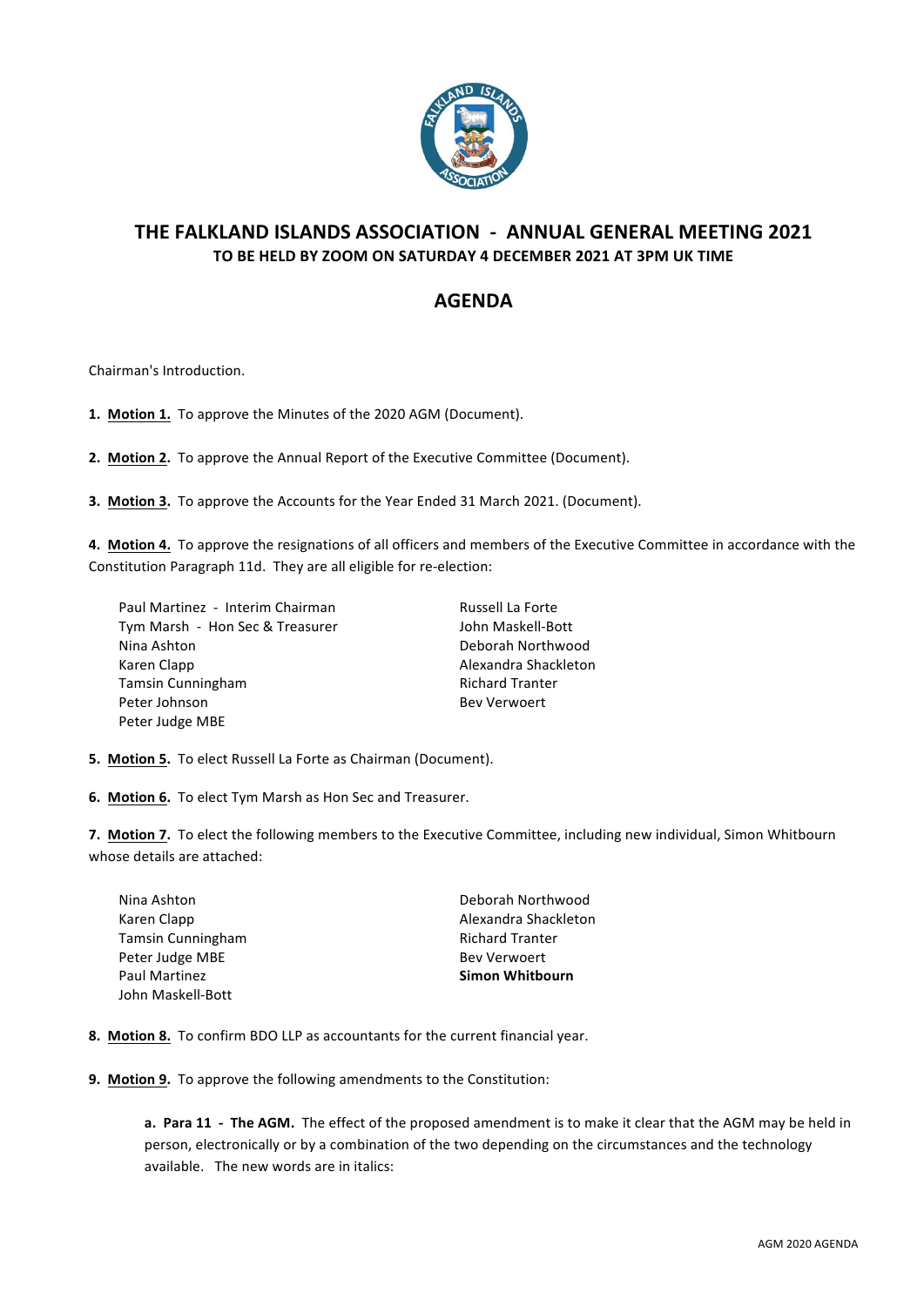# THE FALKLAND ISLANDS ASSOCIATION - ANNUAL GENERAL MEETING 2021

**TO BE HELD BY ZOOM ON SATURDAY 4 DECEMBER 2021 AT 3PM UK TIME**

## AGENDA

Chairman's Introduction.

**1. Motion 1.** To approve the Minutes of the 2020 AGM (Document).

**2. Motion 2.** To approve the Annual Report of the Executive Committee (Document).

**3. Motion 3.** To approve the Accounts for the Year Ended 31 March 2021. (Document).

**4. Motion 4.** To approve the resignations of all officers and members of the Executive Committee in accordance with the Constitution Paragraph 11d. They are all eligible for re-election:

- Paul Martinez - Interim Chairman
- Tym Marsh - Hon Sec & Treasurer
- Nina Ashton
- Karen Clapp
- Tamsin Cunningham
- Peter Johnson
- Peter Judge MBE
- Russell La Forte
- John Maskell-Bott
- Deborah Northwood
- Alexandra Shackleton
- Richard Tranter
- Bev Verwoert

**5. Motion 5.** To elect Russell La Forte as Chairman (Document).

**6. Motion 6.** To elect Tym Marsh as Hon Sec and Treasurer.

**7. Motion 7.** To elect the following members to the Executive Committee, including new individual, Simon Whitbourn whose details are attached:

- Nina Ashton
- Karen Clapp
- Tamsin Cunningham
- Peter Judge MBE
- Paul Martinez
- John Maskell-Bott
- Deborah Northwood
- Alexandra Shackleton
- Richard Tranter
- Bev Verwoert
- **Simon Whitbourn**

**8. Motion 8.** To confirm BDO LLP as accountants for the current financial year.

**9. Motion 9.** To approve the following amendments to the Constitution:

**a. Para 11 - The AGM.** The effect of the proposed amendment is to make it clear that the AGM may be held in person, electronically or by a combination of the two depending on the circumstances and the technology available. The new words are in italics: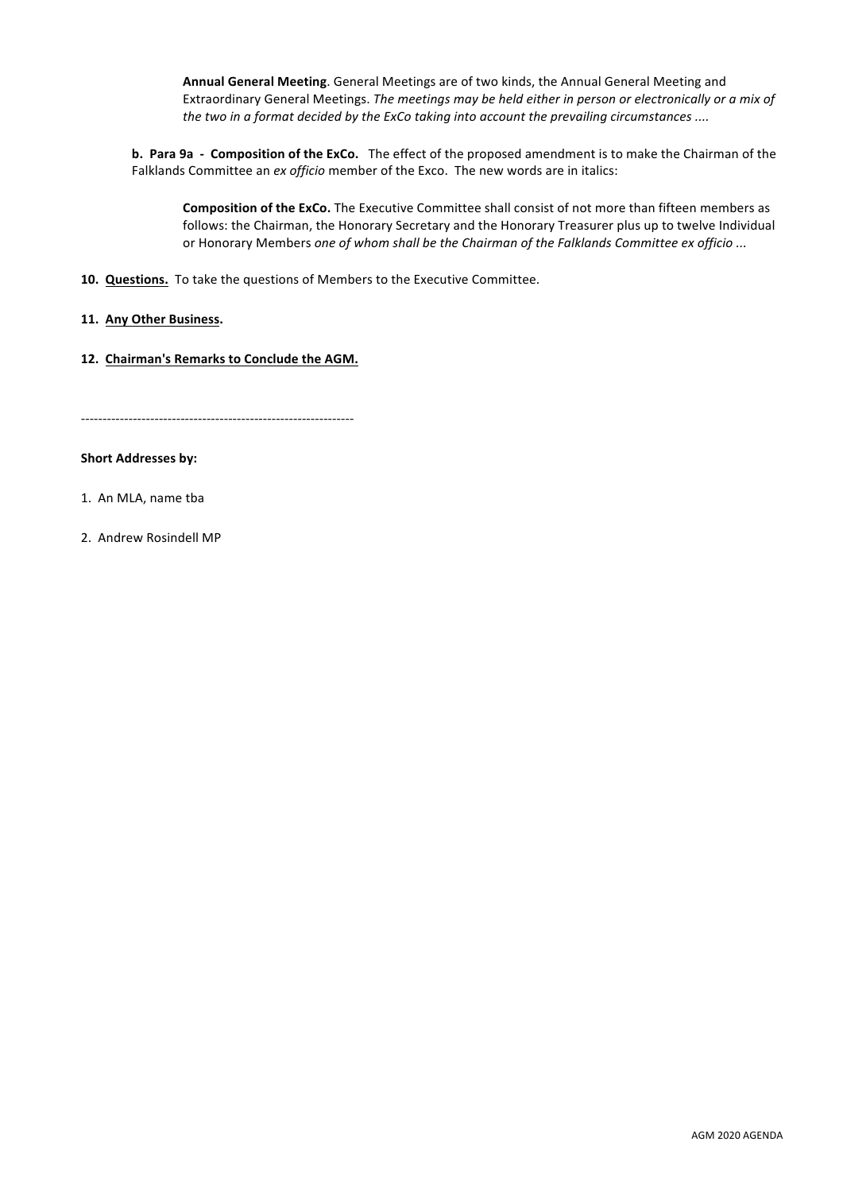**Annual General Meeting**. General Meetings are of two kinds, the Annual General Meeting and Extraordinary General Meetings. *The meetings may be held either in person or electronically or a mix of the two in a format decided by the ExCo taking into account the prevailing circumstances ....*

**b. Para 9a - Composition of the ExCo.** The effect of the proposed amendment is to make the Chairman of the Falklands Committee an *ex officio* member of the Exco. The new words are in italics:

**Composition of the ExCo.** The Executive Committee shall consist of not more than fifteen members as follows: the Chairman, the Honorary Secretary and the Honorary Treasurer plus up to twelve Individual or Honorary Members *one of whom shall be the Chairman of the Falklands Committee ex officio ...*

**10. <u>Questions.</u>** To take the questions of Members to the Executive Committee.

**11. <u>Any Other Business</u>.**

**12. <u>Chairman's Remarks to Conclude the AGM.</u>**

---

**Short Addresses by:**

1. An MLA, name tba
2. Andrew Rosindell MP